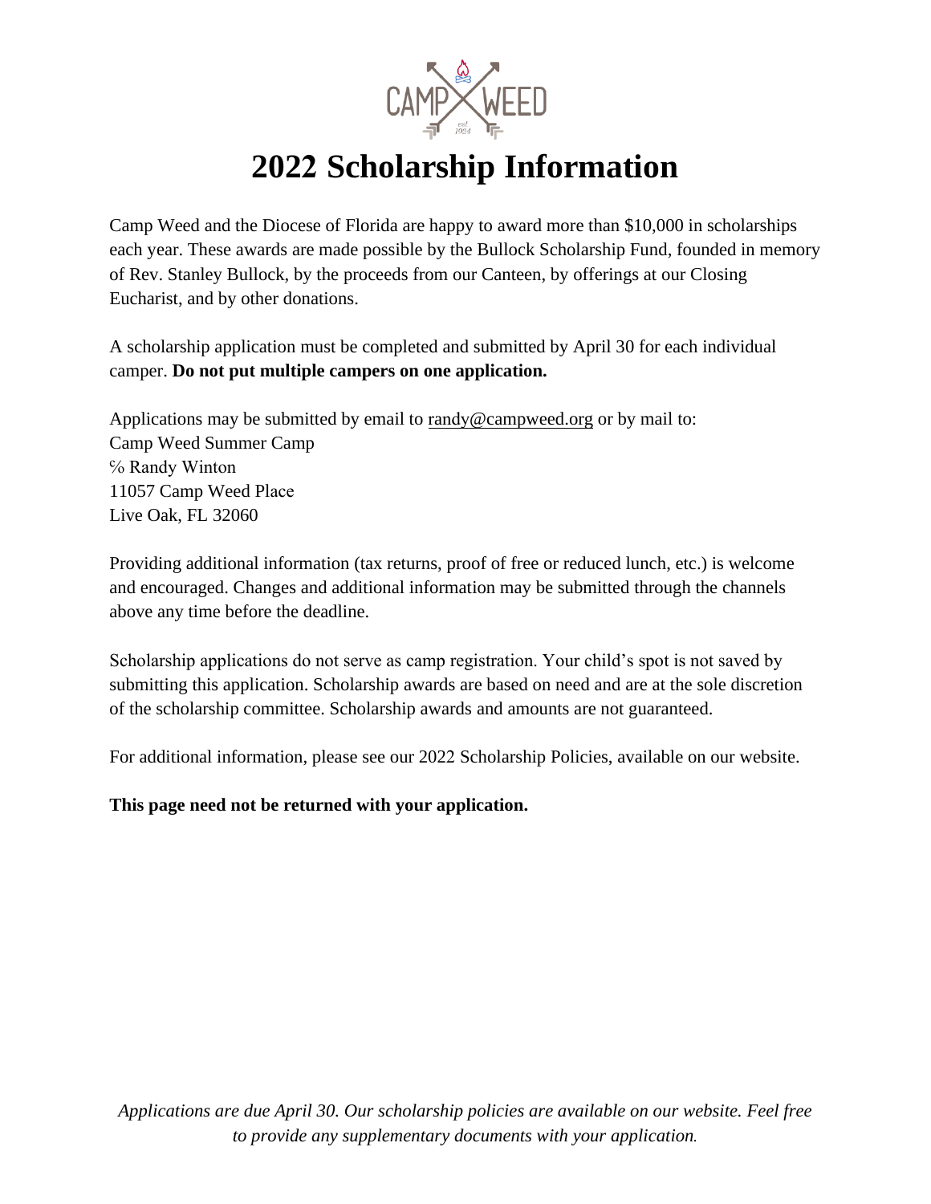# 2022 Scholarship Information

Camp Weed and the Diocese of Florida are happy to award more than $10,000 in scholarships each year. These awards are made possible by the Bullock Scholarship Fund, founded in memory of Rev. Stanley Bullock, by the proceeds from our Canteen, by offerings at our Closing Eucharist, and by other donations.

A scholarship application must be completed and submitted by April 30 for each individual camper. **Do not put multiple campers on one application.**

Applications may be submitted by email to randy@campweed.org or by mail to:
Camp Weed Summer Camp
℅ Randy Winton
11057 Camp Weed Place
Live Oak, FL 32060

Providing additional information (tax returns, proof of free or reduced lunch, etc.) is welcome and encouraged. Changes and additional information may be submitted through the channels above any time before the deadline.

Scholarship applications do not serve as camp registration. Your child's spot is not saved by submitting this application. Scholarship awards are based on need and are at the sole discretion of the scholarship committee. Scholarship awards and amounts are not guaranteed.

For additional information, please see our 2022 Scholarship Policies, available on our website.

**This page need not be returned with your application.**

*Applications are due April 30. Our scholarship policies are available on our website. Feel free to provide any supplementary documents with your application.*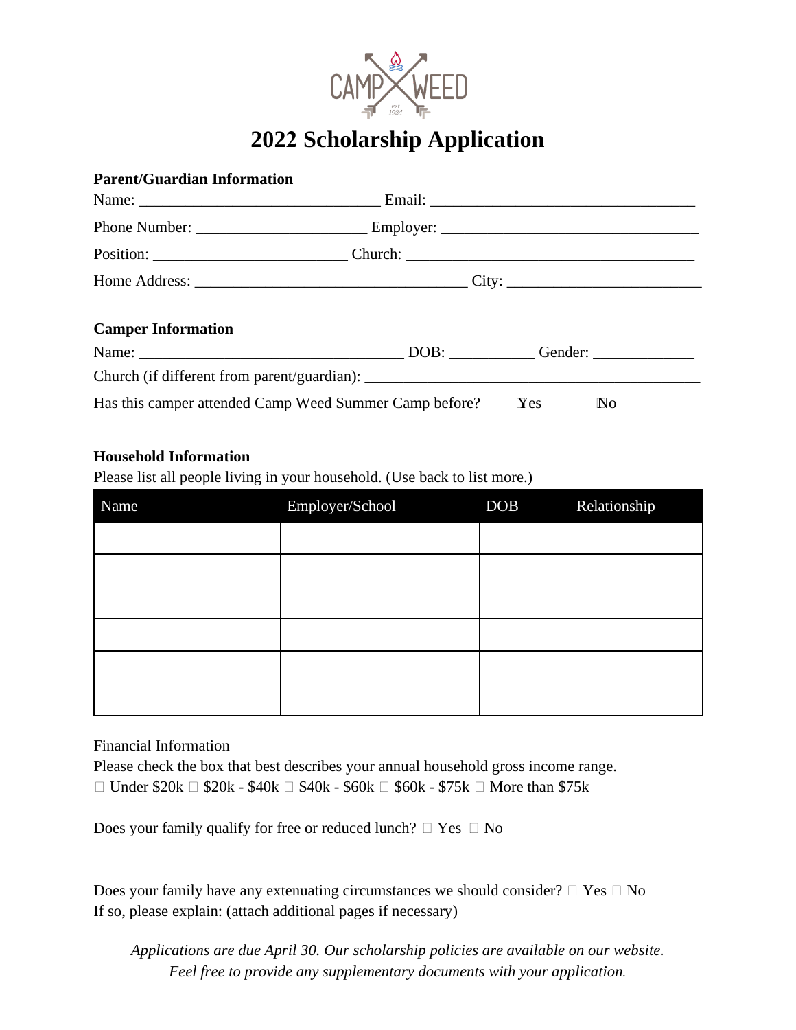# 2022 Scholarship Application

**Parent/Guardian Information**

Name: ______________________________ Email: ________________________________

Phone Number: _____________________ Employer: ________________________________

Position: ________________________ Church: ____________________________________

Home Address: __________________________________ City: ________________________

**Camper Information**

Name: _________________________________ DOB: __________ Gender: ____________

Church (if different from parent/guardian): __________________________________________

Has this camper attended Camp Weed Summer Camp before? ☐ Yes ☐ No

**Household Information**

Please list all people living in your household. (Use back to list more.)

| Name | Employer/School | DOB | Relationship |
|---|---|---|---|
| | | | |
| | | | |
| | | | |
| | | | |
| | | | |
| | | | |

Financial Information

Please check the box that best describes your annual household gross income range.

☐ Under $20k ☐ $20k - $40k ☐ $40k - $60k ☐ $60k - $75k ☐ More than $75k

Does your family qualify for free or reduced lunch? ☐ Yes ☐ No

Does your family have any extenuating circumstances we should consider? ☐ Yes ☐ No

If so, please explain: (attach additional pages if necessary)

*Applications are due April 30. Our scholarship policies are available on our website.*
*Feel free to provide any supplementary documents with your application.*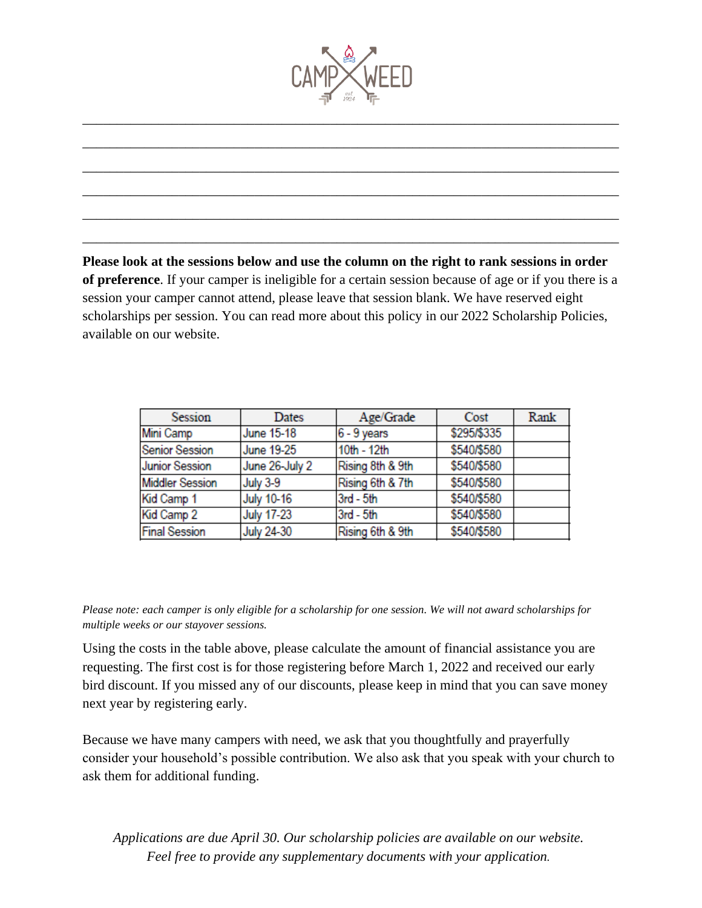CAMP WEED

est 1924

_______________________________________________________________________________

_______________________________________________________________________________

_______________________________________________________________________________

_______________________________________________________________________________

_______________________________________________________________________________

_______________________________________________________________________________

**Please look at the sessions below and use the column on the right to rank sessions in order of preference**. If your camper is ineligible for a certain session because of age or if you there is a session your camper cannot attend, please leave that session blank. We have reserved eight scholarships per session. You can read more about this policy in our 2022 Scholarship Policies, available on our website.

| Session | Dates | Age/Grade | Cost | Rank |
|---|---|---|---|---|
| Mini Camp | June 15-18 | 6 - 9 years | $295/$335 | |
| Senior Session | June 19-25 | 10th - 12th | $540/$580 | |
| Junior Session | June 26-July 2 | Rising 8th & 9th | $540/$580 | |
| Middler Session | July 3-9 | Rising 6th & 7th | $540/$580 | |
| Kid Camp 1 | July 10-16 | 3rd - 5th | $540/$580 | |
| Kid Camp 2 | July 17-23 | 3rd - 5th | $540/$580 | |
| Final Session | July 24-30 | Rising 6th & 9th | $540/$580 | |

*Please note: each camper is only eligible for a scholarship for one session. We will not award scholarships for multiple weeks or our stayover sessions.*

Using the costs in the table above, please calculate the amount of financial assistance you are requesting. The first cost is for those registering before March 1, 2022 and received our early bird discount. If you missed any of our discounts, please keep in mind that you can save money next year by registering early.

Because we have many campers with need, we ask that you thoughtfully and prayerfully consider your household's possible contribution. We also ask that you speak with your church to ask them for additional funding.

*Applications are due April 30. Our scholarship policies are available on our website. Feel free to provide any supplementary documents with your application.*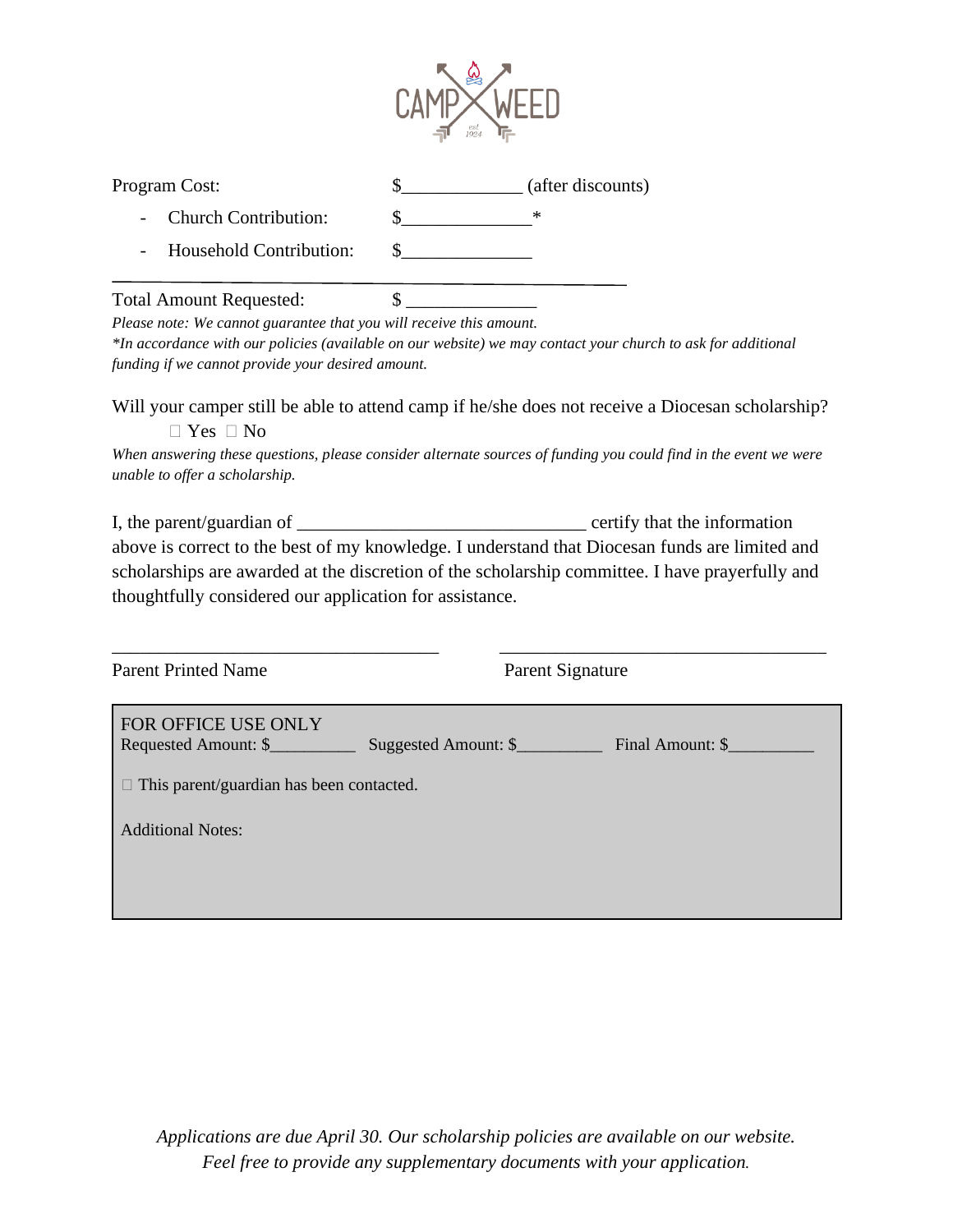Program Cost: $_____________ (after discounts)

- Church Contribution: $______________*
- Household Contribution: $______________

---

Total Amount Requested: $ ______________

*Please note: We cannot guarantee that you will receive this amount.*
*\*In accordance with our policies (available on our website) we may contact your church to ask for additional funding if we cannot provide your desired amount.*

Will your camper still be able to attend camp if he/she does not receive a Diocesan scholarship?

☐ Yes ☐ No

*When answering these questions, please consider alternate sources of funding you could find in the event we were unable to offer a scholarship.*

I, the parent/guardian of _______________________________ certify that the information above is correct to the best of my knowledge. I understand that Diocesan funds are limited and scholarships are awarded at the discretion of the scholarship committee. I have prayerfully and thoughtfully considered our application for assistance.

___________________________________ ___________________________________

Parent Printed Name Parent Signature

FOR OFFICE USE ONLY

Requested Amount: $__________ Suggested Amount: $__________ Final Amount: $__________

☐ This parent/guardian has been contacted.

Additional Notes:

*Applications are due April 30. Our scholarship policies are available on our website.*
*Feel free to provide any supplementary documents with your application.*